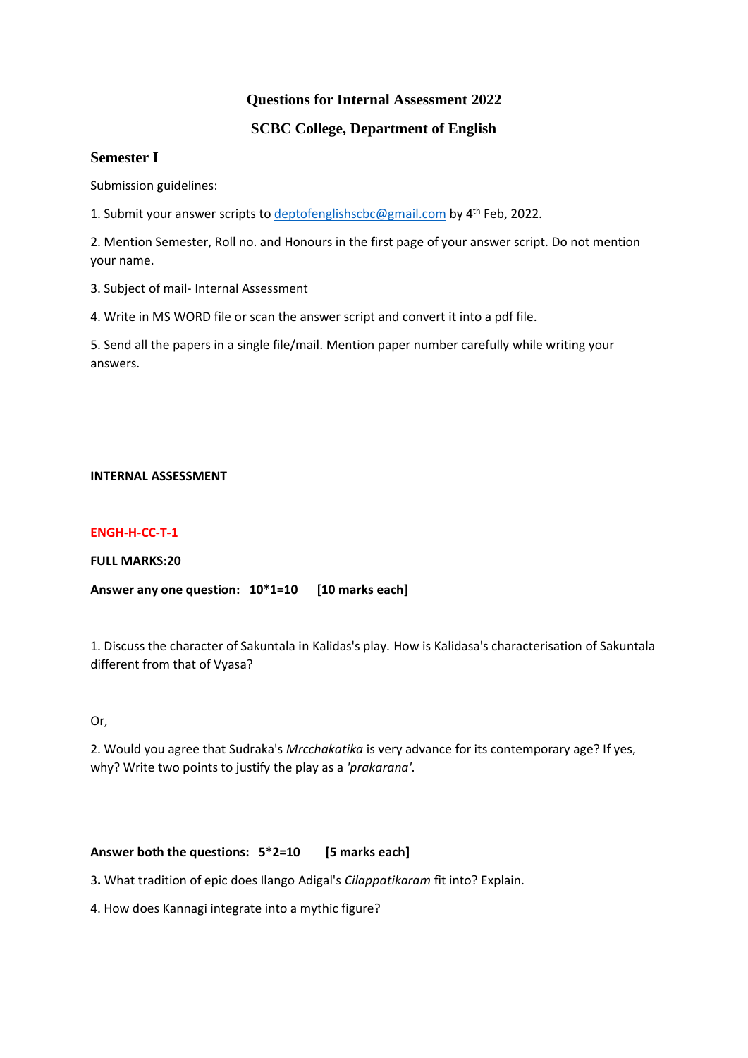# Questions for Internal Assessment 2022

## SCBC College, Department of English

### Semester I

Submission guidelines:

1. Submit your answer scripts to deptofenglishscbc@gmail.com by 4th Feb, 2022.

2. Mention Semester, Roll no. and Honours in the first page of your answer script. Do not mention your name.

3. Subject of mail- Internal Assessment

4. Write in MS WORD file or scan the answer script and convert it into a pdf file.

5. Send all the papers in a single file/mail. Mention paper number carefully while writing your answers.

**INTERNAL ASSESSMENT**

**ENGH-H-CC-T-1**

**FULL MARKS:20**

**Answer any one question: 10*1=10 [10 marks each]**

1. Discuss the character of Sakuntala in Kalidas's play. How is Kalidasa's characterisation of Sakuntala different from that of Vyasa?

Or,

2. Would you agree that Sudraka's *Mrcchakatika* is very advance for its contemporary age? If yes, why? Write two points to justify the play as a *'prakarana'*.

**Answer both the questions: 5*2=10 [5 marks each]**

3. What tradition of epic does Ilango Adigal's *Cilappatikaram* fit into? Explain.

4. How does Kannagi integrate into a mythic figure?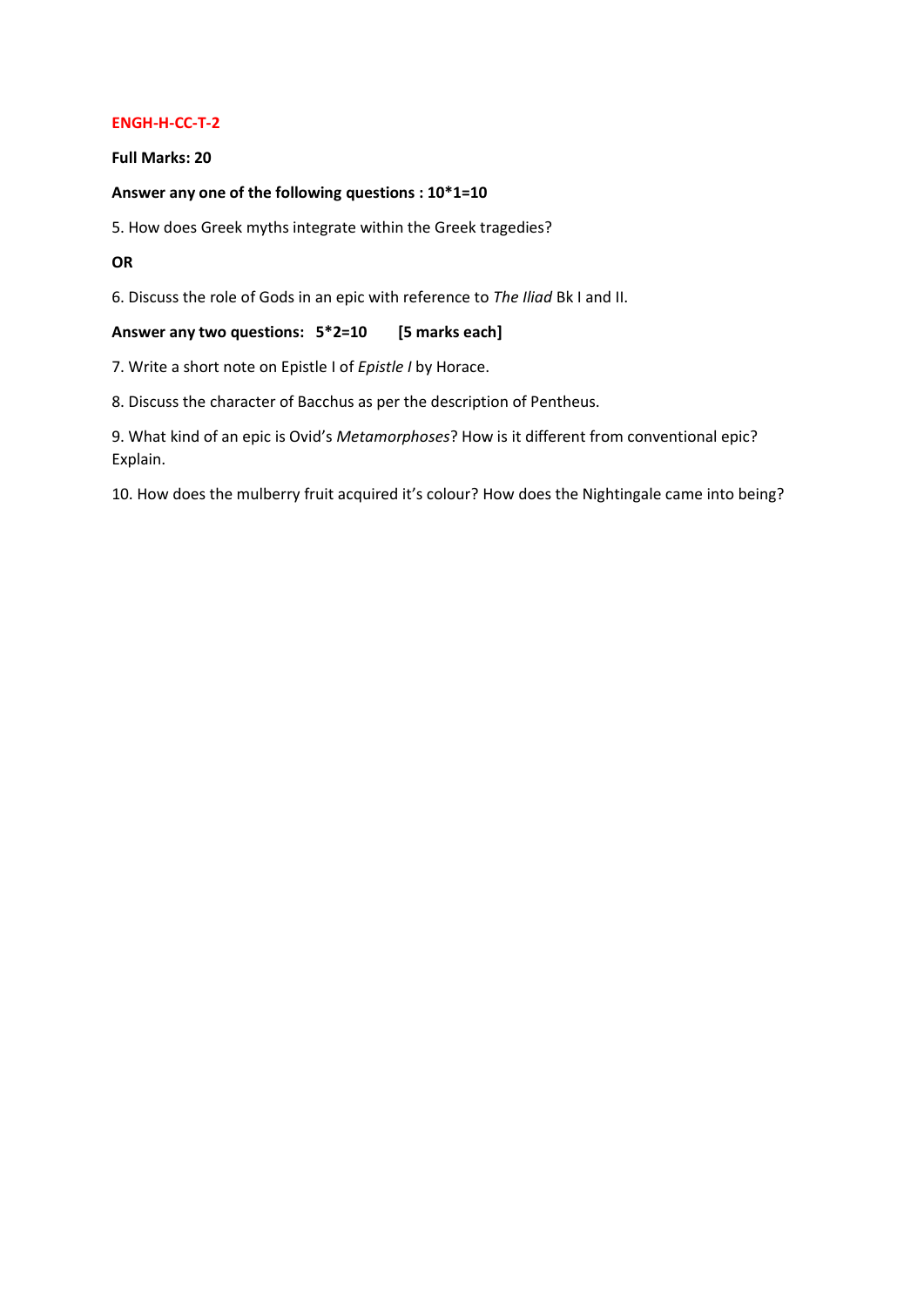**ENGH-H-CC-T-2**

**Full Marks: 20**

**Answer any one of the following questions : 10*1=10**

5. How does Greek myths integrate within the Greek tragedies?

**OR**

6. Discuss the role of Gods in an epic with reference to *The Iliad* Bk I and II.

**Answer any two questions: 5*2=10 [5 marks each]**

7. Write a short note on Epistle I of *Epistle I* by Horace.

8. Discuss the character of Bacchus as per the description of Pentheus.

9. What kind of an epic is Ovid's *Metamorphoses*? How is it different from conventional epic? Explain.

10. How does the mulberry fruit acquired it's colour? How does the Nightingale came into being?